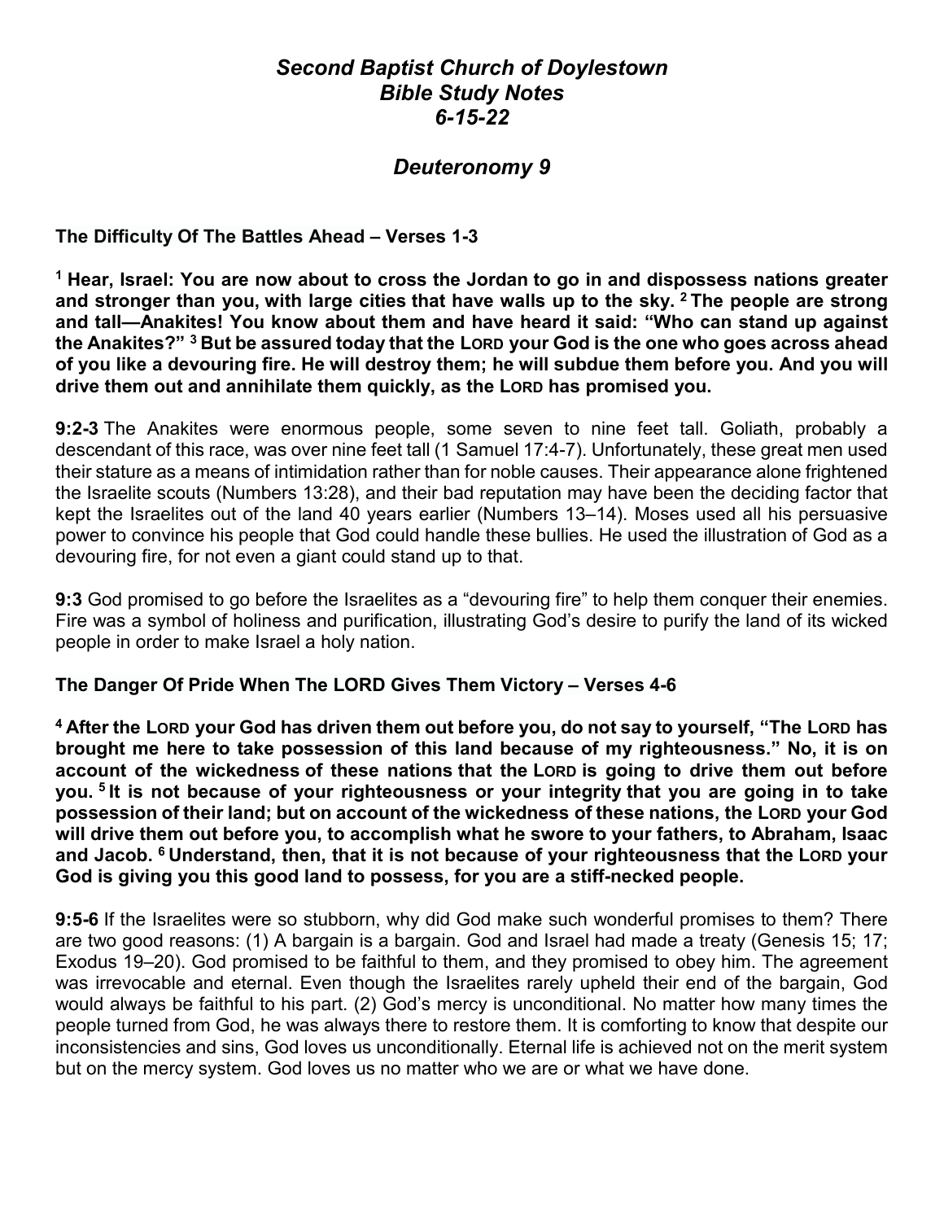# *Second Baptist Church of Doylestown*
# *Bible Study Notes*
# *6-15-22*

## *Deuteronomy 9*

**The Difficulty Of The Battles Ahead – Verses 1-3**

**[1] Hear, Israel: You are now about to cross the Jordan to go in and dispossess nations greater and stronger than you, with large cities that have walls up to the sky. [2] The people are strong and tall—Anakites! You know about them and have heard it said: "Who can stand up against the Anakites?" [3] But be assured today that the LORD your God is the one who goes across ahead of you like a devouring fire. He will destroy them; he will subdue them before you. And you will drive them out and annihilate them quickly, as the LORD has promised you.**

**9:2-3** The Anakites were enormous people, some seven to nine feet tall. Goliath, probably a descendant of this race, was over nine feet tall (1 Samuel 17:4-7). Unfortunately, these great men used their stature as a means of intimidation rather than for noble causes. Their appearance alone frightened the Israelite scouts (Numbers 13:28), and their bad reputation may have been the deciding factor that kept the Israelites out of the land 40 years earlier (Numbers 13–14). Moses used all his persuasive power to convince his people that God could handle these bullies. He used the illustration of God as a devouring fire, for not even a giant could stand up to that.

**9:3** God promised to go before the Israelites as a "devouring fire" to help them conquer their enemies. Fire was a symbol of holiness and purification, illustrating God's desire to purify the land of its wicked people in order to make Israel a holy nation.

**The Danger Of Pride When The LORD Gives Them Victory – Verses 4-6**

**[4] After the LORD your God has driven them out before you, do not say to yourself, "The LORD has brought me here to take possession of this land because of my righteousness." No, it is on account of the wickedness of these nations that the LORD is going to drive them out before you. [5] It is not because of your righteousness or your integrity that you are going in to take possession of their land; but on account of the wickedness of these nations, the LORD your God will drive them out before you, to accomplish what he swore to your fathers, to Abraham, Isaac and Jacob. [6] Understand, then, that it is not because of your righteousness that the LORD your God is giving you this good land to possess, for you are a stiff-necked people.**

**9:5-6** If the Israelites were so stubborn, why did God make such wonderful promises to them? There are two good reasons: (1) A bargain is a bargain. God and Israel had made a treaty (Genesis 15; 17; Exodus 19–20). God promised to be faithful to them, and they promised to obey him. The agreement was irrevocable and eternal. Even though the Israelites rarely upheld their end of the bargain, God would always be faithful to his part. (2) God's mercy is unconditional. No matter how many times the people turned from God, he was always there to restore them. It is comforting to know that despite our inconsistencies and sins, God loves us unconditionally. Eternal life is achieved not on the merit system but on the mercy system. God loves us no matter who we are or what we have done.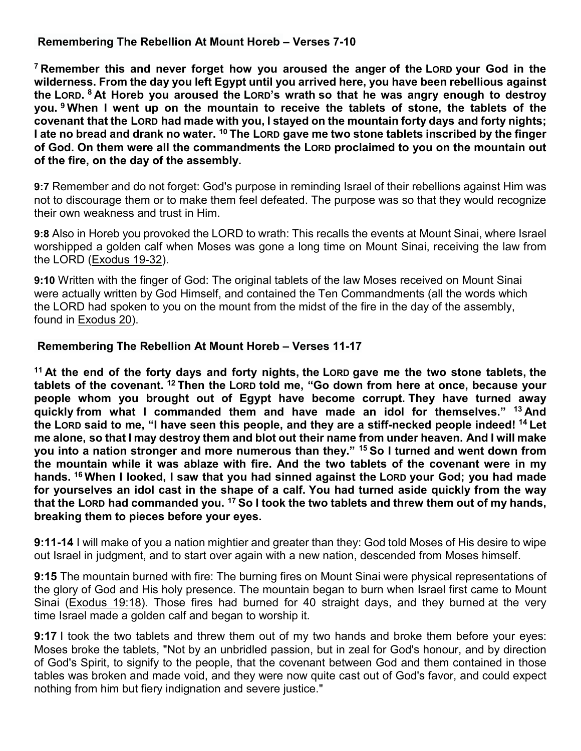## Remembering The Rebellion At Mount Horeb – Verses 7-10

**[7] Remember this and never forget how you aroused the anger of the LORD your God in the wilderness. From the day you left Egypt until you arrived here, you have been rebellious against the LORD. [8] At Horeb you aroused the LORD's wrath so that he was angry enough to destroy you. [9] When I went up on the mountain to receive the tablets of stone, the tablets of the covenant that the LORD had made with you, I stayed on the mountain forty days and forty nights; I ate no bread and drank no water. [10] The LORD gave me two stone tablets inscribed by the finger of God. On them were all the commandments the LORD proclaimed to you on the mountain out of the fire, on the day of the assembly.**

**9:7** Remember and do not forget: God's purpose in reminding Israel of their rebellions against Him was not to discourage them or to make them feel defeated. The purpose was so that they would recognize their own weakness and trust in Him.

**9:8** Also in Horeb you provoked the LORD to wrath: This recalls the events at Mount Sinai, where Israel worshipped a golden calf when Moses was gone a long time on Mount Sinai, receiving the law from the LORD (Exodus 19-32).

**9:10** Written with the finger of God: The original tablets of the law Moses received on Mount Sinai were actually written by God Himself, and contained the Ten Commandments (all the words which the LORD had spoken to you on the mount from the midst of the fire in the day of the assembly, found in Exodus 20).

## Remembering The Rebellion At Mount Horeb – Verses 11-17

**[11] At the end of the forty days and forty nights, the LORD gave me the two stone tablets, the tablets of the covenant. [12] Then the LORD told me, "Go down from here at once, because your people whom you brought out of Egypt have become corrupt. They have turned away quickly from what I commanded them and have made an idol for themselves." [13] And the LORD said to me, "I have seen this people, and they are a stiff-necked people indeed! [14] Let me alone, so that I may destroy them and blot out their name from under heaven. And I will make you into a nation stronger and more numerous than they." [15] So I turned and went down from the mountain while it was ablaze with fire. And the two tablets of the covenant were in my hands. [16] When I looked, I saw that you had sinned against the LORD your God; you had made for yourselves an idol cast in the shape of a calf. You had turned aside quickly from the way that the LORD had commanded you. [17] So I took the two tablets and threw them out of my hands, breaking them to pieces before your eyes.**

**9:11-14** I will make of you a nation mightier and greater than they: God told Moses of His desire to wipe out Israel in judgment, and to start over again with a new nation, descended from Moses himself.

**9:15** The mountain burned with fire: The burning fires on Mount Sinai were physical representations of the glory of God and His holy presence. The mountain began to burn when Israel first came to Mount Sinai (Exodus 19:18). Those fires had burned for 40 straight days, and they burned at the very time Israel made a golden calf and began to worship it.

**9:17** I took the two tablets and threw them out of my two hands and broke them before your eyes: Moses broke the tablets, "Not by an unbridled passion, but in zeal for God's honour, and by direction of God's Spirit, to signify to the people, that the covenant between God and them contained in those tables was broken and made void, and they were now quite cast out of God's favor, and could expect nothing from him but fiery indignation and severe justice."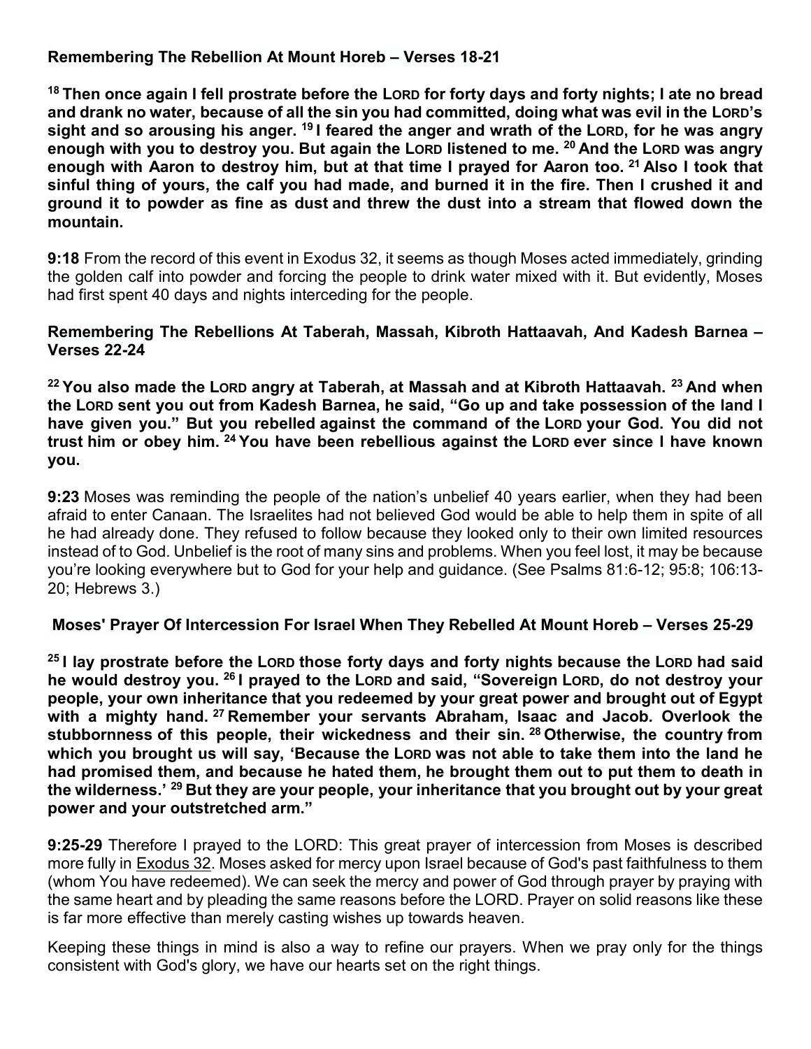**Remembering The Rebellion At Mount Horeb – Verses 18-21**

**[18] Then once again I fell prostrate before the LORD for forty days and forty nights; I ate no bread and drank no water, because of all the sin you had committed, doing what was evil in the LORD's sight and so arousing his anger. [19] I feared the anger and wrath of the LORD, for he was angry enough with you to destroy you. But again the LORD listened to me. [20] And the LORD was angry enough with Aaron to destroy him, but at that time I prayed for Aaron too. [21] Also I took that sinful thing of yours, the calf you had made, and burned it in the fire. Then I crushed it and ground it to powder as fine as dust and threw the dust into a stream that flowed down the mountain.**

**9:18** From the record of this event in Exodus 32, it seems as though Moses acted immediately, grinding the golden calf into powder and forcing the people to drink water mixed with it. But evidently, Moses had first spent 40 days and nights interceding for the people.

**Remembering The Rebellions At Taberah, Massah, Kibroth Hattaavah, And Kadesh Barnea – Verses 22-24**

**[22] You also made the LORD angry at Taberah, at Massah and at Kibroth Hattaavah. [23] And when the LORD sent you out from Kadesh Barnea, he said, "Go up and take possession of the land I have given you." But you rebelled against the command of the LORD your God. You did not trust him or obey him. [24] You have been rebellious against the LORD ever since I have known you.**

**9:23** Moses was reminding the people of the nation's unbelief 40 years earlier, when they had been afraid to enter Canaan. The Israelites had not believed God would be able to help them in spite of all he had already done. They refused to follow because they looked only to their own limited resources instead of to God. Unbelief is the root of many sins and problems. When you feel lost, it may be because you're looking everywhere but to God for your help and guidance. (See Psalms 81:6-12; 95:8; 106:13-20; Hebrews 3.)

**Moses' Prayer Of Intercession For Israel When They Rebelled At Mount Horeb – Verses 25-29**

**[25] I lay prostrate before the LORD those forty days and forty nights because the LORD had said he would destroy you. [26] I prayed to the LORD and said, "Sovereign LORD, do not destroy your people, your own inheritance that you redeemed by your great power and brought out of Egypt with a mighty hand. [27] Remember your servants Abraham, Isaac and Jacob. Overlook the stubbornness of this people, their wickedness and their sin. [28] Otherwise, the country from which you brought us will say, 'Because the LORD was not able to take them into the land he had promised them, and because he hated them, he brought them out to put them to death in the wilderness.' [29] But they are your people, your inheritance that you brought out by your great power and your outstretched arm."**

**9:25-29** Therefore I prayed to the LORD: This great prayer of intercession from Moses is described more fully in Exodus 32. Moses asked for mercy upon Israel because of God's past faithfulness to them (whom You have redeemed). We can seek the mercy and power of God through prayer by praying with the same heart and by pleading the same reasons before the LORD. Prayer on solid reasons like these is far more effective than merely casting wishes up towards heaven.

Keeping these things in mind is also a way to refine our prayers. When we pray only for the things consistent with God's glory, we have our hearts set on the right things.